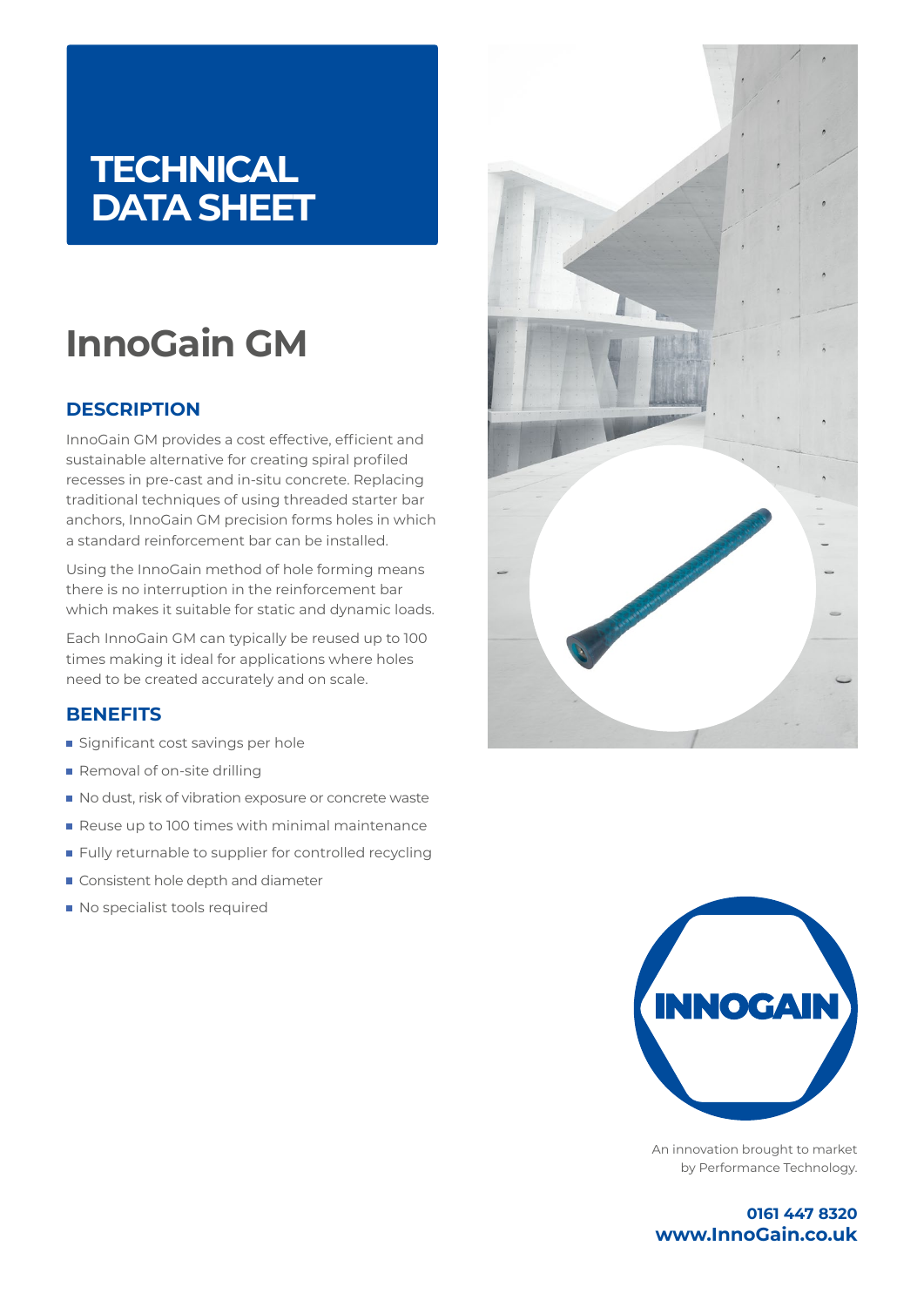# TECHNICAL DATA SHEET

# InnoGain GM

## DESCRIPTION

InnoGain GM provides a cost effective, efficient and sustainable alternative for creating spiral profiled recesses in pre-cast and in-situ concrete. Replacing traditional techniques of using threaded starter bar anchors, InnoGain GM precision forms holes in which a standard reinforcement bar can be installed.

Using the InnoGain method of hole forming means there is no interruption in the reinforcement bar which makes it suitable for static and dynamic loads.

Each InnoGain GM can typically be reused up to 100 times making it ideal for applications where holes need to be created accurately and on scale.

## BENEFITS

- Significant cost savings per hole
- Removal of on-site drilling
- No dust, risk of vibration exposure or concrete waste
- Reuse up to 100 times with minimal maintenance
- Fully returnable to supplier for controlled recycling
- Consistent hole depth and diameter
- No specialist tools required

INNOGAIN

An innovation brought to market by Performance Technology.

**0161 447 8320**
**www.InnoGain.co.uk**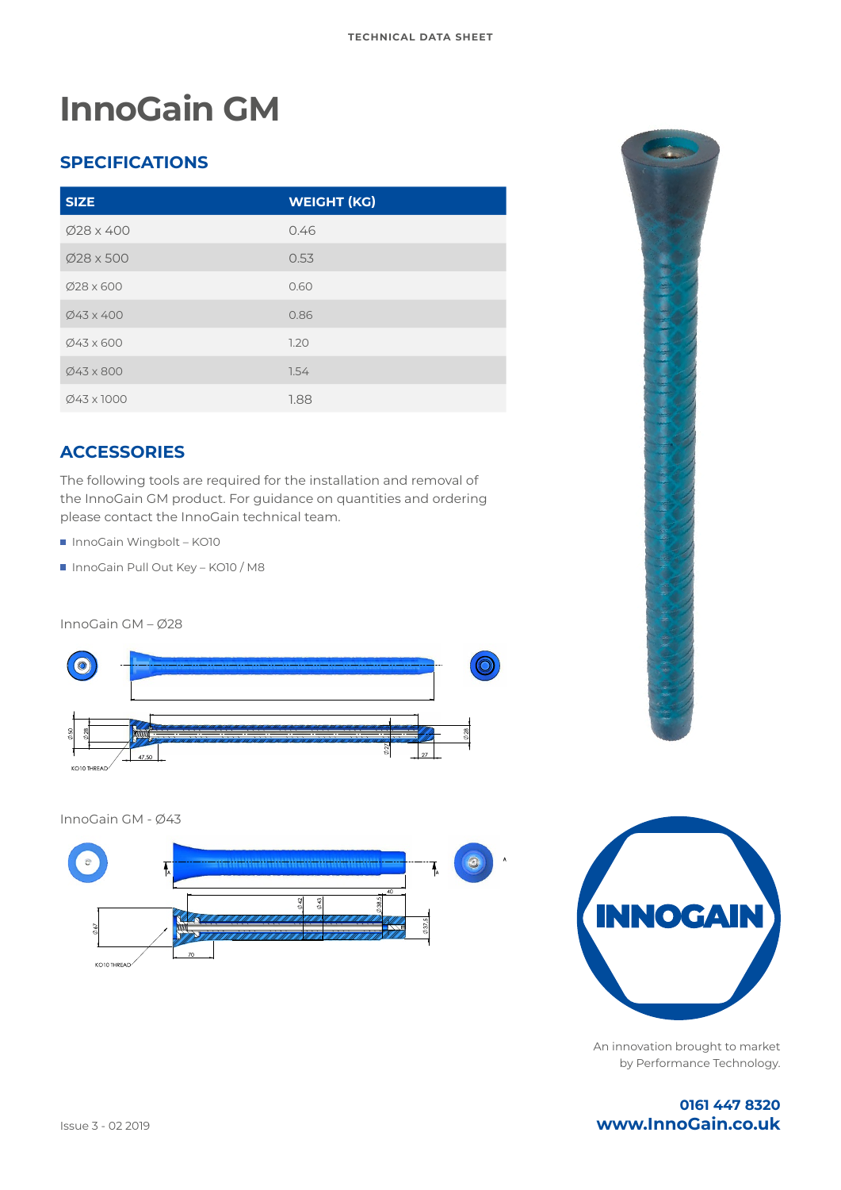# InnoGain GM

## SPECIFICATIONS

| SIZE | WEIGHT (KG) |
|---|---|
| Ø28 x 400 | 0.46 |
| Ø28 x 500 | 0.53 |
| Ø28 x 600 | 0.60 |
| Ø43 x 400 | 0.86 |
| Ø43 x 600 | 1.20 |
| Ø43 x 800 | 1.54 |
| Ø43 x 1000 | 1.88 |

## ACCESSORIES

The following tools are required for the installation and removal of the InnoGain GM product. For guidance on quantities and ordering please contact the InnoGain technical team.

- InnoGain Wingbolt – KO10
- InnoGain Pull Out Key – KO10 / M8

InnoGain GM – Ø28

Ø50
Ø28
KO10 THREAD
47.50
Ø22
27
Ø28

InnoGain GM - Ø43

A
A
A
Ø67
KO10 THREAD
70
Ø42
Ø43
40
Ø38.5
Ø37.5

INNOGAIN

An innovation brought to market by Performance Technology.

Issue 3 - 02 2019

**0161 447 8320**
**www.InnoGain.co.uk**